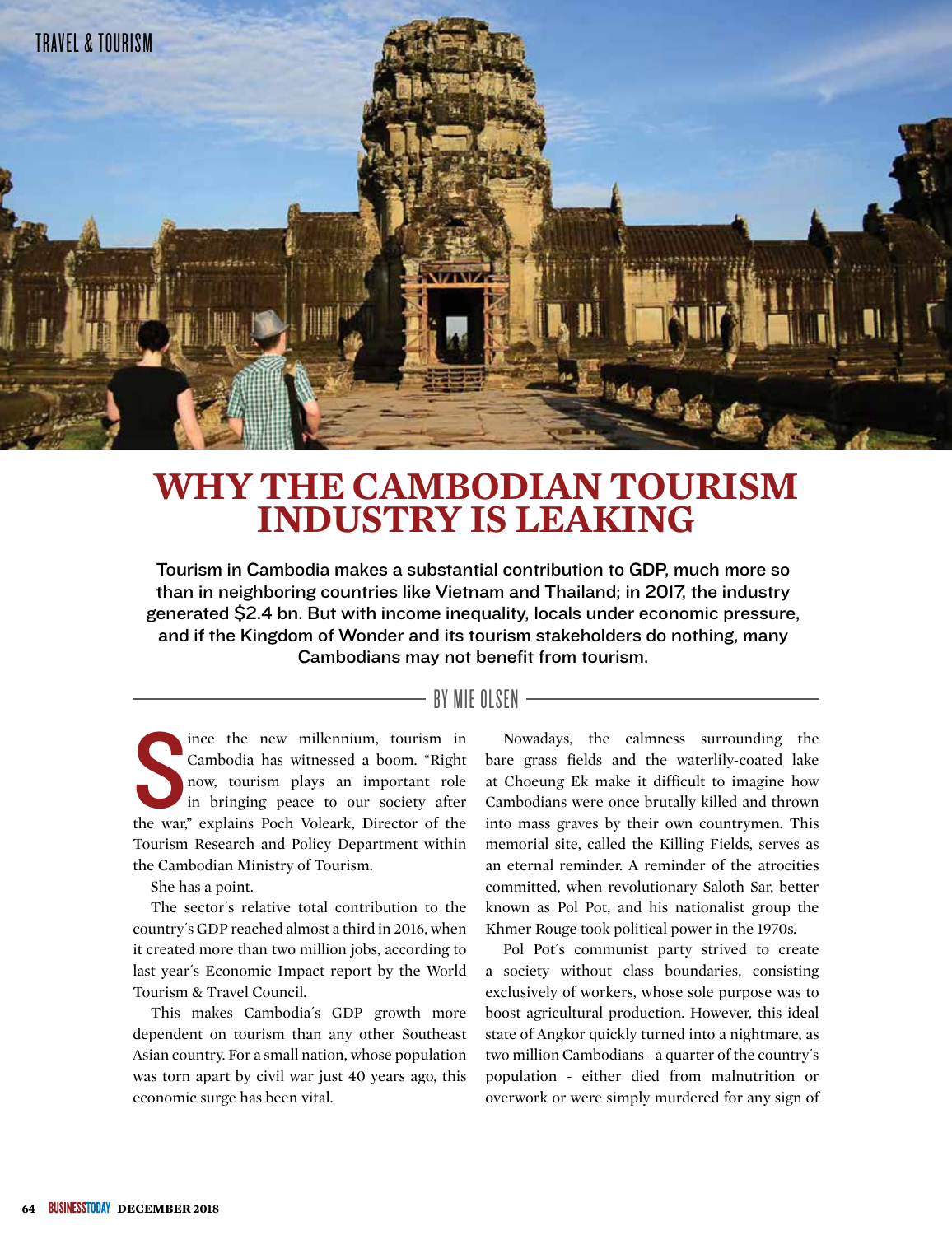# WHY THE CAMBODIAN TOURISM INDUSTRY IS LEAKING

**Tourism in Cambodia makes a substantial contribution to GDP, much more so than in neighboring countries like Vietnam and Thailand; in 2017, the industry generated $2.4 bn. But with income inequality, locals under economic pressure, and if the Kingdom of Wonder and its tourism stakeholders do nothing, many Cambodians may not benefit from tourism.**

BY MIE OLSEN

Since the new millennium, tourism in Cambodia has witnessed a boom. "Right now, tourism plays an important role in bringing peace to our society after the war," explains Poch Voleark, Director of the Tourism Research and Policy Department within the Cambodian Ministry of Tourism.

She has a point.

The sector's relative total contribution to the country's GDP reached almost a third in 2016, when it created more than two million jobs, according to last year's Economic Impact report by the World Tourism & Travel Council.

This makes Cambodia's GDP growth more dependent on tourism than any other Southeast Asian country. For a small nation, whose population was torn apart by civil war just 40 years ago, this economic surge has been vital.

Nowadays, the calmness surrounding the bare grass fields and the waterlily-coated lake at Choeung Ek make it difficult to imagine how Cambodians were once brutally killed and thrown into mass graves by their own countrymen. This memorial site, called the Killing Fields, serves as an eternal reminder. A reminder of the atrocities committed, when revolutionary Saloth Sar, better known as Pol Pot, and his nationalist group the Khmer Rouge took political power in the 1970s.

Pol Pot's communist party strived to create a society without class boundaries, consisting exclusively of workers, whose sole purpose was to boost agricultural production. However, this ideal state of Angkor quickly turned into a nightmare, as two million Cambodians - a quarter of the country's population - either died from malnutrition or overwork or were simply murdered for any sign of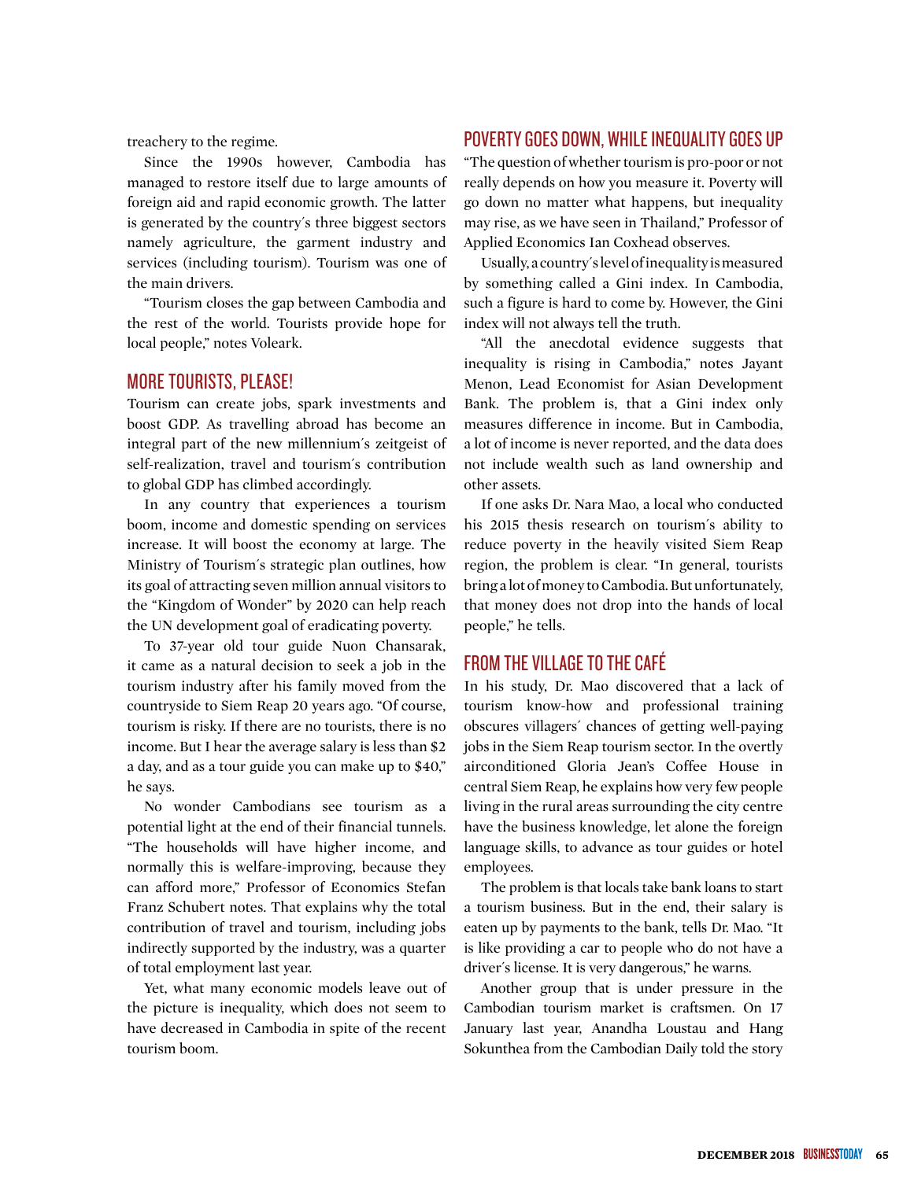treachery to the regime.

Since the 1990s however, Cambodia has managed to restore itself due to large amounts of foreign aid and rapid economic growth. The latter is generated by the country´s three biggest sectors namely agriculture, the garment industry and services (including tourism). Tourism was one of the main drivers.

"Tourism closes the gap between Cambodia and the rest of the world. Tourists provide hope for local people," notes Voleark.

## MORE TOURISTS, PLEASE!

Tourism can create jobs, spark investments and boost GDP. As travelling abroad has become an integral part of the new millennium´s zeitgeist of self-realization, travel and tourism´s contribution to global GDP has climbed accordingly.

In any country that experiences a tourism boom, income and domestic spending on services increase. It will boost the economy at large. The Ministry of Tourism´s strategic plan outlines, how its goal of attracting seven million annual visitors to the "Kingdom of Wonder" by 2020 can help reach the UN development goal of eradicating poverty.

To 37-year old tour guide Nuon Chansarak, it came as a natural decision to seek a job in the tourism industry after his family moved from the countryside to Siem Reap 20 years ago. "Of course, tourism is risky. If there are no tourists, there is no income. But I hear the average salary is less than $2 a day, and as a tour guide you can make up to $40," he says.

No wonder Cambodians see tourism as a potential light at the end of their financial tunnels. "The households will have higher income, and normally this is welfare-improving, because they can afford more," Professor of Economics Stefan Franz Schubert notes. That explains why the total contribution of travel and tourism, including jobs indirectly supported by the industry, was a quarter of total employment last year.

Yet, what many economic models leave out of the picture is inequality, which does not seem to have decreased in Cambodia in spite of the recent tourism boom.

## POVERTY GOES DOWN, WHILE INEQUALITY GOES UP

"The question of whether tourism is pro-poor or not really depends on how you measure it. Poverty will go down no matter what happens, but inequality may rise, as we have seen in Thailand," Professor of Applied Economics Ian Coxhead observes.

Usually, a country´s level of inequality is measured by something called a Gini index. In Cambodia, such a figure is hard to come by. However, the Gini index will not always tell the truth.

"All the anecdotal evidence suggests that inequality is rising in Cambodia," notes Jayant Menon, Lead Economist for Asian Development Bank. The problem is, that a Gini index only measures difference in income. But in Cambodia, a lot of income is never reported, and the data does not include wealth such as land ownership and other assets.

If one asks Dr. Nara Mao, a local who conducted his 2015 thesis research on tourism´s ability to reduce poverty in the heavily visited Siem Reap region, the problem is clear. "In general, tourists bring a lot of money to Cambodia. But unfortunately, that money does not drop into the hands of local people," he tells.

## FROM THE VILLAGE TO THE CAFÉ

In his study, Dr. Mao discovered that a lack of tourism know-how and professional training obscures villagers´ chances of getting well-paying jobs in the Siem Reap tourism sector. In the overtly airconditioned Gloria Jean's Coffee House in central Siem Reap, he explains how very few people living in the rural areas surrounding the city centre have the business knowledge, let alone the foreign language skills, to advance as tour guides or hotel employees.

The problem is that locals take bank loans to start a tourism business. But in the end, their salary is eaten up by payments to the bank, tells Dr. Mao. "It is like providing a car to people who do not have a driver´s license. It is very dangerous," he warns.

Another group that is under pressure in the Cambodian tourism market is craftsmen. On 17 January last year, Anandha Loustau and Hang Sokunthea from the Cambodian Daily told the story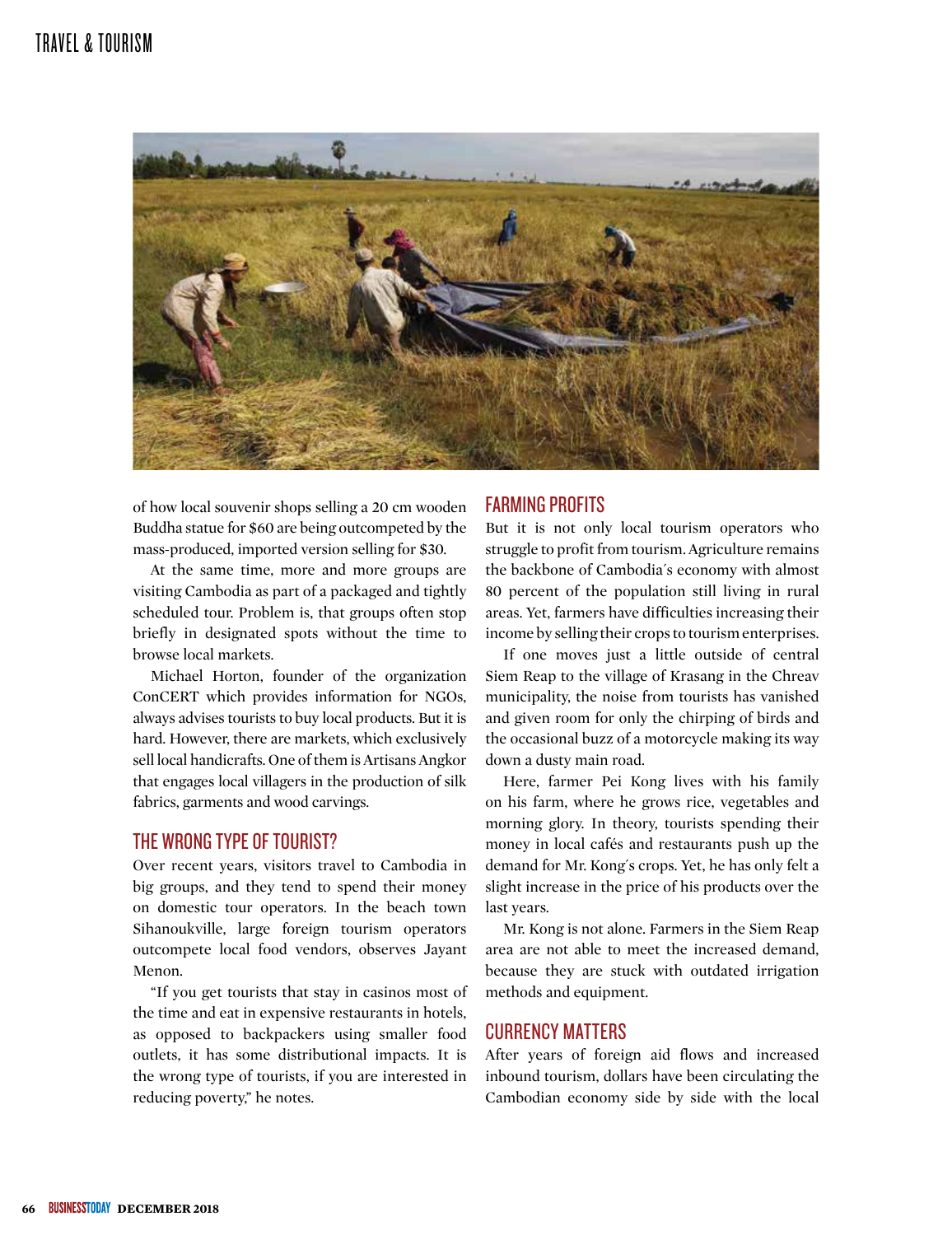of how local souvenir shops selling a 20 cm wooden Buddha statue for $60 are being outcompeted by the mass-produced, imported version selling for $30.

At the same time, more and more groups are visiting Cambodia as part of a packaged and tightly scheduled tour. Problem is, that groups often stop briefly in designated spots without the time to browse local markets.

Michael Horton, founder of the organization ConCERT which provides information for NGOs, always advises tourists to buy local products. But it is hard. However, there are markets, which exclusively sell local handicrafts. One of them is Artisans Angkor that engages local villagers in the production of silk fabrics, garments and wood carvings.

## THE WRONG TYPE OF TOURIST?

Over recent years, visitors travel to Cambodia in big groups, and they tend to spend their money on domestic tour operators. In the beach town Sihanoukville, large foreign tourism operators outcompete local food vendors, observes Jayant Menon.

"If you get tourists that stay in casinos most of the time and eat in expensive restaurants in hotels, as opposed to backpackers using smaller food outlets, it has some distributional impacts. It is the wrong type of tourists, if you are interested in reducing poverty," he notes.

## FARMING PROFITS

But it is not only local tourism operators who struggle to profit from tourism. Agriculture remains the backbone of Cambodia´s economy with almost 80 percent of the population still living in rural areas. Yet, farmers have difficulties increasing their income by selling their crops to tourism enterprises.

If one moves just a little outside of central Siem Reap to the village of Krasang in the Chreav municipality, the noise from tourists has vanished and given room for only the chirping of birds and the occasional buzz of a motorcycle making its way down a dusty main road.

Here, farmer Pei Kong lives with his family on his farm, where he grows rice, vegetables and morning glory. In theory, tourists spending their money in local cafés and restaurants push up the demand for Mr. Kong´s crops. Yet, he has only felt a slight increase in the price of his products over the last years.

Mr. Kong is not alone. Farmers in the Siem Reap area are not able to meet the increased demand, because they are stuck with outdated irrigation methods and equipment.

## CURRENCY MATTERS

After years of foreign aid flows and increased inbound tourism, dollars have been circulating the Cambodian economy side by side with the local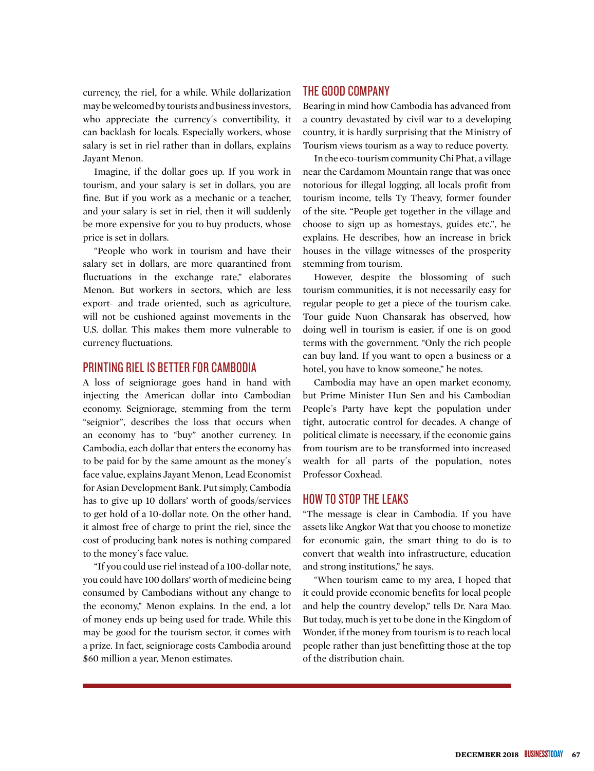currency, the riel, for a while. While dollarization may be welcomed by tourists and business investors, who appreciate the currency´s convertibility, it can backlash for locals. Especially workers, whose salary is set in riel rather than in dollars, explains Jayant Menon.

Imagine, if the dollar goes up. If you work in tourism, and your salary is set in dollars, you are fine. But if you work as a mechanic or a teacher, and your salary is set in riel, then it will suddenly be more expensive for you to buy products, whose price is set in dollars.

"People who work in tourism and have their salary set in dollars, are more quarantined from fluctuations in the exchange rate," elaborates Menon. But workers in sectors, which are less export- and trade oriented, such as agriculture, will not be cushioned against movements in the U.S. dollar. This makes them more vulnerable to currency fluctuations.

## PRINTING RIEL IS BETTER FOR CAMBODIA

A loss of seigniorage goes hand in hand with injecting the American dollar into Cambodian economy. Seigniorage, stemming from the term "seignior", describes the loss that occurs when an economy has to "buy" another currency. In Cambodia, each dollar that enters the economy has to be paid for by the same amount as the money´s face value, explains Jayant Menon, Lead Economist for Asian Development Bank. Put simply, Cambodia has to give up 10 dollars' worth of goods/services to get hold of a 10-dollar note. On the other hand, it almost free of charge to print the riel, since the cost of producing bank notes is nothing compared to the money´s face value.

"If you could use riel instead of a 100-dollar note, you could have 100 dollars' worth of medicine being consumed by Cambodians without any change to the economy," Menon explains. In the end, a lot of money ends up being used for trade. While this may be good for the tourism sector, it comes with a prize. In fact, seigniorage costs Cambodia around $60 million a year, Menon estimates.

## THE GOOD COMPANY

Bearing in mind how Cambodia has advanced from a country devastated by civil war to a developing country, it is hardly surprising that the Ministry of Tourism views tourism as a way to reduce poverty.

In the eco-tourism community Chi Phat, a village near the Cardamom Mountain range that was once notorious for illegal logging, all locals profit from tourism income, tells Ty Theavy, former founder of the site. "People get together in the village and choose to sign up as homestays, guides etc.", he explains. He describes, how an increase in brick houses in the village witnesses of the prosperity stemming from tourism.

However, despite the blossoming of such tourism communities, it is not necessarily easy for regular people to get a piece of the tourism cake. Tour guide Nuon Chansarak has observed, how doing well in tourism is easier, if one is on good terms with the government. "Only the rich people can buy land. If you want to open a business or a hotel, you have to know someone," he notes.

Cambodia may have an open market economy, but Prime Minister Hun Sen and his Cambodian People´s Party have kept the population under tight, autocratic control for decades. A change of political climate is necessary, if the economic gains from tourism are to be transformed into increased wealth for all parts of the population, notes Professor Coxhead.

## HOW TO STOP THE LEAKS

"The message is clear in Cambodia. If you have assets like Angkor Wat that you choose to monetize for economic gain, the smart thing to do is to convert that wealth into infrastructure, education and strong institutions," he says.

"When tourism came to my area, I hoped that it could provide economic benefits for local people and help the country develop," tells Dr. Nara Mao. But today, much is yet to be done in the Kingdom of Wonder, if the money from tourism is to reach local people rather than just benefitting those at the top of the distribution chain.